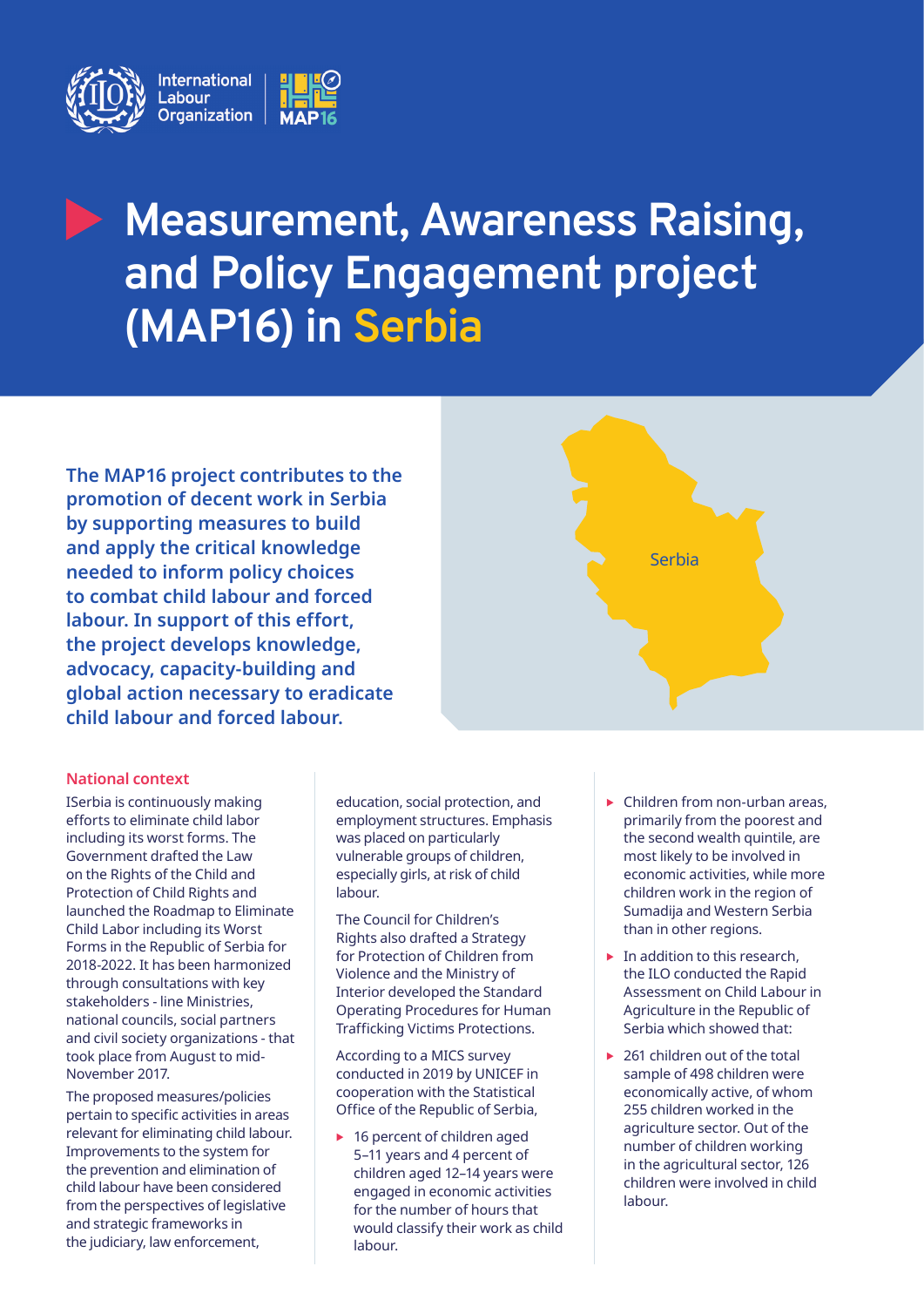# Measurement, Awareness Raising, and Policy Engagement project (MAP16) in Serbia

**The MAP16 project contributes to the promotion of decent work in Serbia by supporting measures to build and apply the critical knowledge needed to inform policy choices to combat child labour and forced labour. In support of this effort, the project develops knowledge, advocacy, capacity-building and global action necessary to eradicate child labour and forced labour.**

Serbia

## National context

ISerbia is continuously making efforts to eliminate child labor including its worst forms. The Government drafted the Law on the Rights of the Child and Protection of Child Rights and launched the Roadmap to Eliminate Child Labor including its Worst Forms in the Republic of Serbia for 2018-2022. It has been harmonized through consultations with key stakeholders - line Ministries, national councils, social partners and civil society organizations - that took place from August to mid-November 2017.

The proposed measures/policies pertain to specific activities in areas relevant for eliminating child labour. Improvements to the system for the prevention and elimination of child labour have been considered from the perspectives of legislative and strategic frameworks in the judiciary, law enforcement, education, social protection, and employment structures. Emphasis was placed on particularly vulnerable groups of children, especially girls, at risk of child labour.

The Council for Children's Rights also drafted a Strategy for Protection of Children from Violence and the Ministry of Interior developed the Standard Operating Procedures for Human Trafficking Victims Protections.

According to a MICS survey conducted in 2019 by UNICEF in cooperation with the Statistical Office of the Republic of Serbia,

- 16 percent of children aged 5–11 years and 4 percent of children aged 12–14 years were engaged in economic activities for the number of hours that would classify their work as child labour.
- Children from non-urban areas, primarily from the poorest and the second wealth quintile, are most likely to be involved in economic activities, while more children work in the region of Sumadija and Western Serbia than in other regions.
- In addition to this research, the ILO conducted the Rapid Assessment on Child Labour in Agriculture in the Republic of Serbia which showed that:
- 261 children out of the total sample of 498 children were economically active, of whom 255 children worked in the agriculture sector. Out of the total number of children working in the agricultural sector, 126 children were involved in child labour.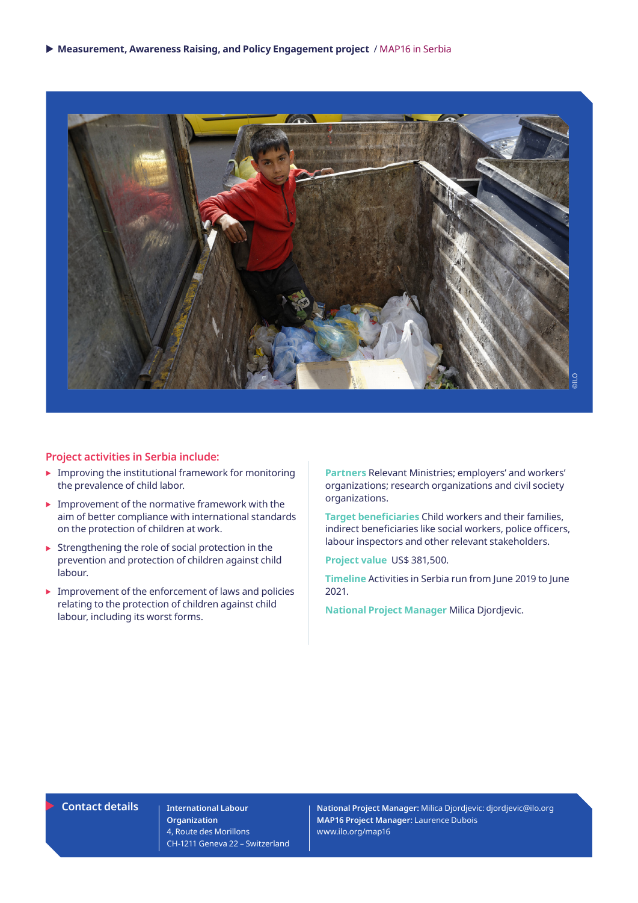©ILO

## Project activities in Serbia include:

- Improving the institutional framework for monitoring the prevalence of child labor.
- Improvement of the normative framework with the aim of better compliance with international standards on the protection of children at work.
- Strengthening the role of social protection in the prevention and protection of children against child labour.
- Improvement of the enforcement of laws and policies relating to the protection of children against child labour, including its worst forms.

**Partners** Relevant Ministries; employers' and workers' organizations; research organizations and civil society organizations.

**Target beneficiaries** Child workers and their families, indirect beneficiaries like social workers, police officers, labour inspectors and other relevant stakeholders.

**Project value** US$ 381,500.

**Timeline** Activities in Serbia run from June 2019 to June 2021.

**National Project Manager** Milica Djordjevic.

## Contact details

**International Labour Organization**
4, Route des Morillons
CH-1211 Geneva 22 – Switzerland

**National Project Manager:** Milica Djordjevic: djordjevic@ilo.org
**MAP16 Project Manager:** Laurence Dubois
www.ilo.org/map16